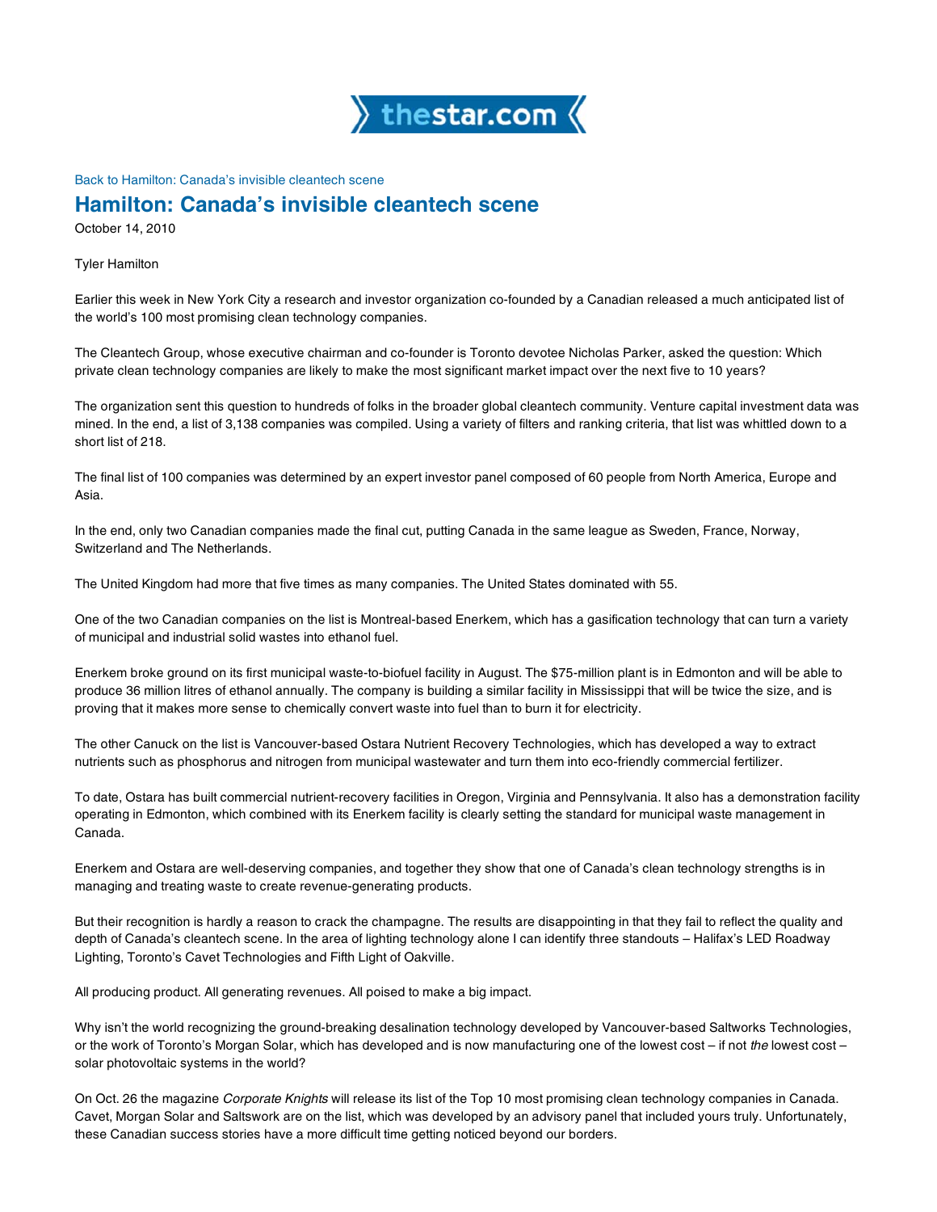Back to Hamilton: Canada's invisible cleantech scene

# Hamilton: Canada's invisible cleantech scene

October 14, 2010

Tyler Hamilton

Earlier this week in New York City a research and investor organization co-founded by a Canadian released a much anticipated list of the world's 100 most promising clean technology companies.

The Cleantech Group, whose executive chairman and co-founder is Toronto devotee Nicholas Parker, asked the question: Which private clean technology companies are likely to make the most significant market impact over the next five to 10 years?

The organization sent this question to hundreds of folks in the broader global cleantech community. Venture capital investment data was mined. In the end, a list of 3,138 companies was compiled. Using a variety of filters and ranking criteria, that list was whittled down to a short list of 218.

The final list of 100 companies was determined by an expert investor panel composed of 60 people from North America, Europe and Asia.

In the end, only two Canadian companies made the final cut, putting Canada in the same league as Sweden, France, Norway, Switzerland and The Netherlands.

The United Kingdom had more that five times as many companies. The United States dominated with 55.

One of the two Canadian companies on the list is Montreal-based Enerkem, which has a gasification technology that can turn a variety of municipal and industrial solid wastes into ethanol fuel.

Enerkem broke ground on its first municipal waste-to-biofuel facility in August. The $75-million plant is in Edmonton and will be able to produce 36 million litres of ethanol annually. The company is building a similar facility in Mississippi that will be twice the size, and is proving that it makes more sense to chemically convert waste into fuel than to burn it for electricity.

The other Canuck on the list is Vancouver-based Ostara Nutrient Recovery Technologies, which has developed a way to extract nutrients such as phosphorus and nitrogen from municipal wastewater and turn them into eco-friendly commercial fertilizer.

To date, Ostara has built commercial nutrient-recovery facilities in Oregon, Virginia and Pennsylvania. It also has a demonstration facility operating in Edmonton, which combined with its Enerkem facility is clearly setting the standard for municipal waste management in Canada.

Enerkem and Ostara are well-deserving companies, and together they show that one of Canada's clean technology strengths is in managing and treating waste to create revenue-generating products.

But their recognition is hardly a reason to crack the champagne. The results are disappointing in that they fail to reflect the quality and depth of Canada's cleantech scene. In the area of lighting technology alone I can identify three standouts – Halifax's LED Roadway Lighting, Toronto's Cavet Technologies and Fifth Light of Oakville.

All producing product. All generating revenues. All poised to make a big impact.

Why isn't the world recognizing the ground-breaking desalination technology developed by Vancouver-based Saltworks Technologies, or the work of Toronto's Morgan Solar, which has developed and is now manufacturing one of the lowest cost – if not *the* lowest cost – solar photovoltaic systems in the world?

On Oct. 26 the magazine *Corporate Knights* will release its list of the Top 10 most promising clean technology companies in Canada. Cavet, Morgan Solar and Saltswork are on the list, which was developed by an advisory panel that included yours truly. Unfortunately, these Canadian success stories have a more difficult time getting noticed beyond our borders.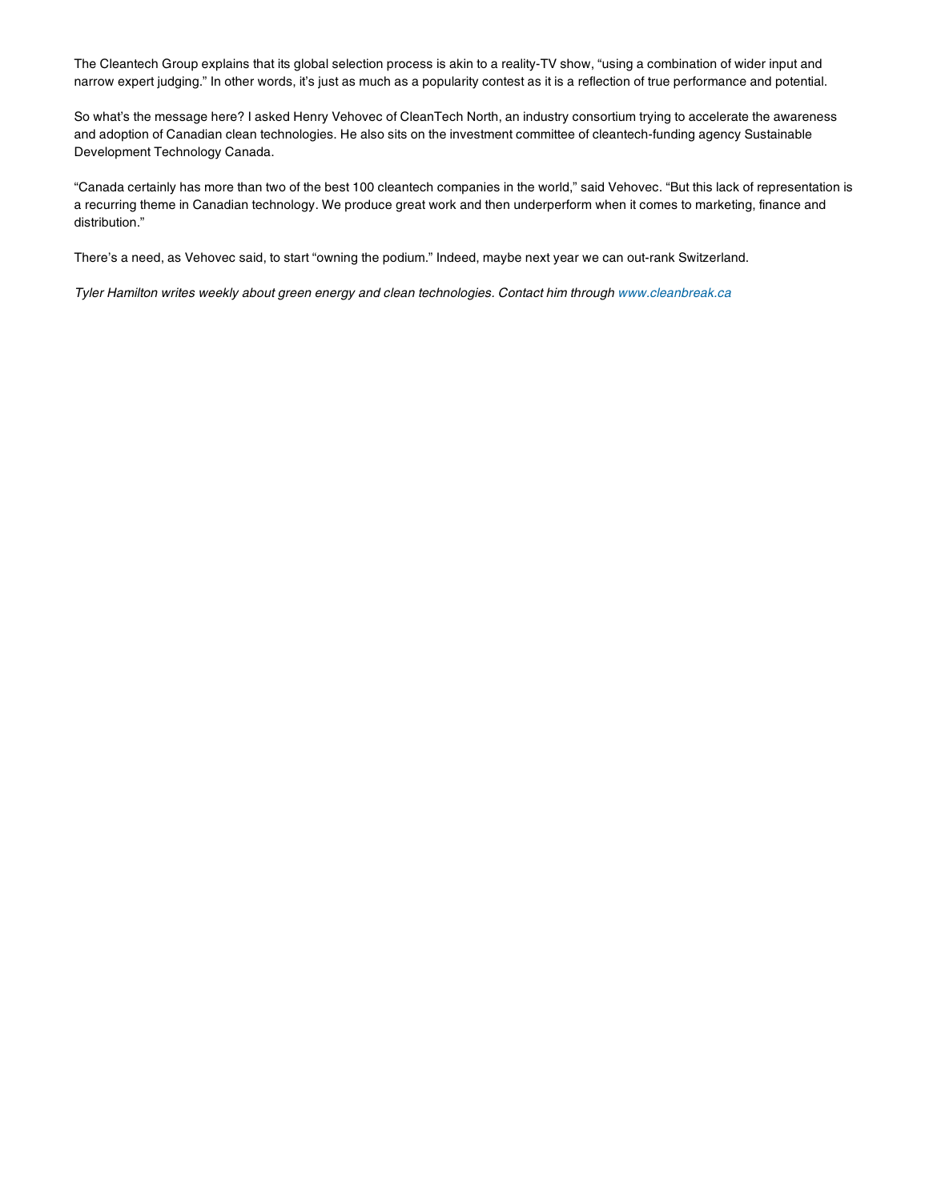The Cleantech Group explains that its global selection process is akin to a reality-TV show, "using a combination of wider input and narrow expert judging." In other words, it's just as much as a popularity contest as it is a reflection of true performance and potential.

So what's the message here? I asked Henry Vehovec of CleanTech North, an industry consortium trying to accelerate the awareness and adoption of Canadian clean technologies. He also sits on the investment committee of cleantech-funding agency Sustainable Development Technology Canada.

"Canada certainly has more than two of the best 100 cleantech companies in the world," said Vehovec. "But this lack of representation is a recurring theme in Canadian technology. We produce great work and then underperform when it comes to marketing, finance and distribution."

There's a need, as Vehovec said, to start "owning the podium." Indeed, maybe next year we can out-rank Switzerland.

*Tyler Hamilton writes weekly about green energy and clean technologies. Contact him through www.cleanbreak.ca*